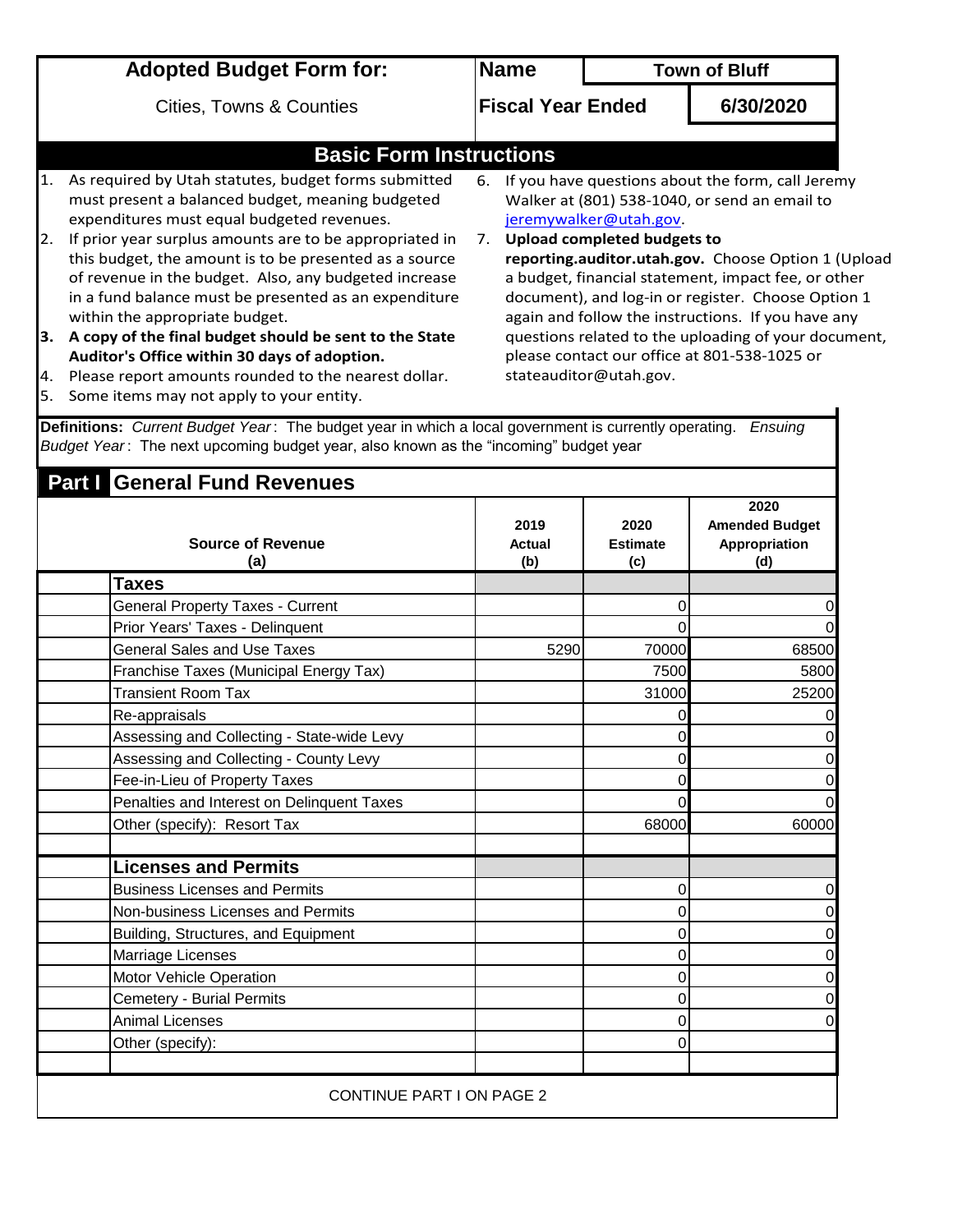# Adopted Budget Form for:

Cities, Towns & Counties

| Name | Town of Bluff |
|---|---|
| Fiscal Year Ended | 6/30/2020 |

## Basic Form Instructions

1. As required by Utah statutes, budget forms submitted must present a balanced budget, meaning budgeted expenditures must equal budgeted revenues.
2. If prior year surplus amounts are to be appropriated in this budget, the amount is to be presented as a source of revenue in the budget. Also, any budgeted increase in a fund balance must be presented as an expenditure within the appropriate budget.
3. **A copy of the final budget should be sent to the State Auditor's Office within 30 days of adoption.**
4. Please report amounts rounded to the nearest dollar.
5. Some items may not apply to your entity.
6. If you have questions about the form, call Jeremy Walker at (801) 538-1040, or send an email to jeremywalker@utah.gov.
7. **Upload completed budgets to reporting.auditor.utah.gov.** Choose Option 1 (Upload a budget, financial statement, impact fee, or other document), and log-in or register. Choose Option 1 again and follow the instructions. If you have any questions related to the uploading of your document, please contact our office at 801-538-1025 or stateauditor@utah.gov.

**Definitions:** *Current Budget Year*: The budget year in which a local government is currently operating. *Ensuing Budget Year*: The next upcoming budget year, also known as the "incoming" budget year

## Part I General Fund Revenues

| Source of Revenue (a) | 2019 Actual (b) | 2020 Estimate (c) | 2020 Amended Budget Appropriation (d) |
|---|---|---|---|
| **Taxes** | | | |
| General Property Taxes - Current | | 0 | 0 |
| Prior Years' Taxes - Delinquent | | 0 | 0 |
| General Sales and Use Taxes | 5290 | 70000 | 68500 |
| Franchise Taxes (Municipal Energy Tax) | | 7500 | 5800 |
| Transient Room Tax | | 31000 | 25200 |
| Re-appraisals | | 0 | 0 |
| Assessing and Collecting - State-wide Levy | | 0 | 0 |
| Assessing and Collecting - County Levy | | 0 | 0 |
| Fee-in-Lieu of Property Taxes | | 0 | 0 |
| Penalties and Interest on Delinquent Taxes | | 0 | 0 |
| Other (specify): Resort Tax | | 68000 | 60000 |
| | | | |
| **Licenses and Permits** | | | |
| Business Licenses and Permits | | 0 | 0 |
| Non-business Licenses and Permits | | 0 | 0 |
| Building, Structures, and Equipment | | 0 | 0 |
| Marriage Licenses | | 0 | 0 |
| Motor Vehicle Operation | | 0 | 0 |
| Cemetery - Burial Permits | | 0 | 0 |
| Animal Licenses | | 0 | 0 |
| Other (specify): | | 0 | |
| | | | |

CONTINUE PART I ON PAGE 2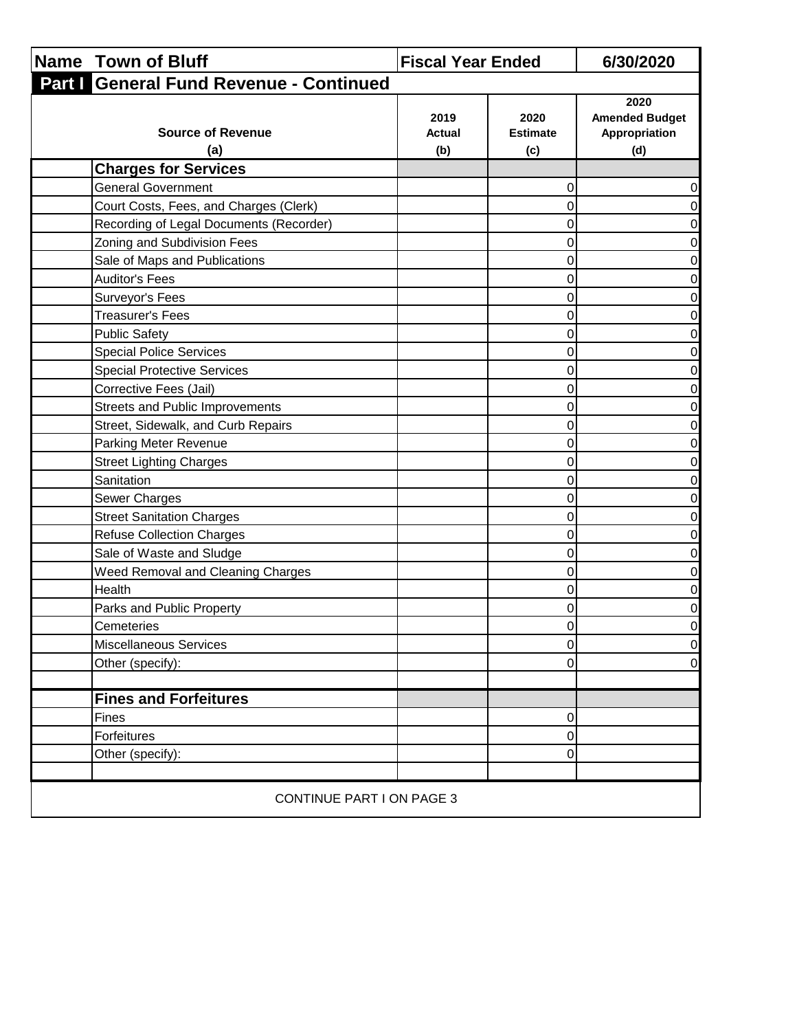| Name | Town of Bluff | Fiscal Year Ended | | 6/30/2020 |
|---|---|---|---|---|
| **Part I** | **General Fund Revenue - Continued** | | | |
| | **Source of Revenue (a)** | **2019 Actual (b)** | **2020 Estimate (c)** | **2020 Amended Budget Appropriation (d)** |
| | **Charges for Services** | | | |
| | General Government | | 0 | 0 |
| | Court Costs, Fees, and Charges (Clerk) | | 0 | 0 |
| | Recording of Legal Documents (Recorder) | | 0 | 0 |
| | Zoning and Subdivision Fees | | 0 | 0 |
| | Sale of Maps and Publications | | 0 | 0 |
| | Auditor's Fees | | 0 | 0 |
| | Surveyor's Fees | | 0 | 0 |
| | Treasurer's Fees | | 0 | 0 |
| | Public Safety | | 0 | 0 |
| | Special Police Services | | 0 | 0 |
| | Special Protective Services | | 0 | 0 |
| | Corrective Fees (Jail) | | 0 | 0 |
| | Streets and Public Improvements | | 0 | 0 |
| | Street, Sidewalk, and Curb Repairs | | 0 | 0 |
| | Parking Meter Revenue | | 0 | 0 |
| | Street Lighting Charges | | 0 | 0 |
| | Sanitation | | 0 | 0 |
| | Sewer Charges | | 0 | 0 |
| | Street Sanitation Charges | | 0 | 0 |
| | Refuse Collection Charges | | 0 | 0 |
| | Sale of Waste and Sludge | | 0 | 0 |
| | Weed Removal and Cleaning Charges | | 0 | 0 |
| | Health | | 0 | 0 |
| | Parks and Public Property | | 0 | 0 |
| | Cemeteries | | 0 | 0 |
| | Miscellaneous Services | | 0 | 0 |
| | Other (specify): | | 0 | 0 |
| | | | | |
| | **Fines and Forfeitures** | | | |
| | Fines | | 0 | |
| | Forfeitures | | 0 | |
| | Other (specify): | | 0 | |
| | | | | |

CONTINUE PART I ON PAGE 3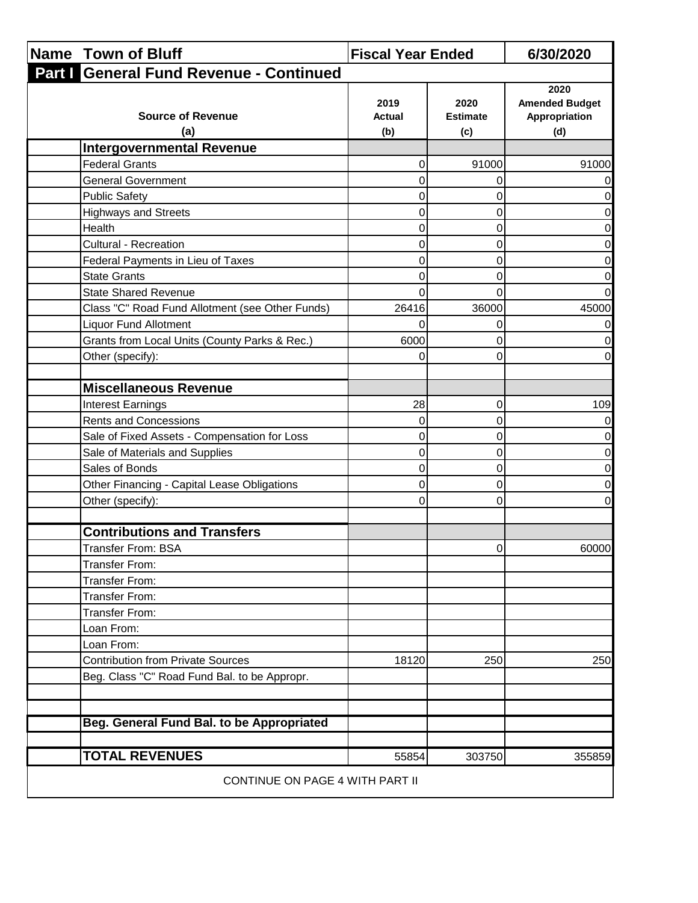| **Name** Town of Bluff | | **Fiscal Year Ended** | | 6/30/2020 |
|---|---|---|---|---|

## Part I General Fund Revenue - Continued

| | Source of Revenue (a) | 2019 Actual (b) | 2020 Estimate (c) | 2020 Amended Budget Appropriation (d) |
|---|---|---|---|---|
| | **Intergovernmental Revenue** | | | |
| | Federal Grants | 0 | 91000 | 91000 |
| | General Government | 0 | 0 | 0 |
| | Public Safety | 0 | 0 | 0 |
| | Highways and Streets | 0 | 0 | 0 |
| | Health | 0 | 0 | 0 |
| | Cultural - Recreation | 0 | 0 | 0 |
| | Federal Payments in Lieu of Taxes | 0 | 0 | 0 |
| | State Grants | 0 | 0 | 0 |
| | State Shared Revenue | 0 | 0 | 0 |
| | Class "C" Road Fund Allotment (see Other Funds) | 26416 | 36000 | 45000 |
| | Liquor Fund Allotment | 0 | 0 | 0 |
| | Grants from Local Units (County Parks & Rec.) | 6000 | 0 | 0 |
| | Other (specify): | 0 | 0 | 0 |
| | | | | |
| | **Miscellaneous Revenue** | | | |
| | Interest Earnings | 28 | 0 | 109 |
| | Rents and Concessions | 0 | 0 | 0 |
| | Sale of Fixed Assets - Compensation for Loss | 0 | 0 | 0 |
| | Sale of Materials and Supplies | 0 | 0 | 0 |
| | Sales of Bonds | 0 | 0 | 0 |
| | Other Financing - Capital Lease Obligations | 0 | 0 | 0 |
| | Other (specify): | 0 | 0 | 0 |
| | | | | |
| | **Contributions and Transfers** | | | |
| | Transfer From: BSA | | 0 | 60000 |
| | Transfer From: | | | |
| | Transfer From: | | | |
| | Transfer From: | | | |
| | Transfer From: | | | |
| | Loan From: | | | |
| | Loan From: | | | |
| | Contribution from Private Sources | 18120 | 250 | 250 |
| | Beg. Class "C" Road Fund Bal. to be Appropr. | | | |
| | | | | |
| | | | | |
| | **Beg. General Fund Bal. to be Appropriated** | | | |
| | | | | |
| | **TOTAL REVENUES** | 55854 | 303750 | 355859 |

CONTINUE ON PAGE 4 WITH PART II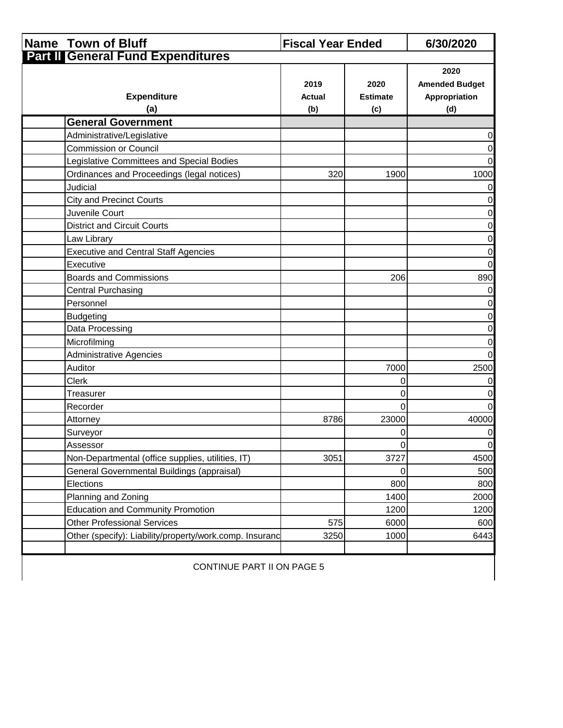| Name | Town of Bluff | Fiscal Year Ended | | 6/30/2020 |
|---|---|---|---|---|

**Part II General Fund Expenditures**

| | Expenditure (a) | 2019 Actual (b) | 2020 Estimate (c) | 2020 Amended Budget Appropriation (d) |
|---|---|---|---|---|
| | **General Government** | | | |
| | Administrative/Legislative | | | 0 |
| | Commission or Council | | | 0 |
| | Legislative Committees and Special Bodies | | | 0 |
| | Ordinances and Proceedings (legal notices) | 320 | 1900 | 1000 |
| | Judicial | | | 0 |
| | City and Precinct Courts | | | 0 |
| | Juvenile Court | | | 0 |
| | District and Circuit Courts | | | 0 |
| | Law Library | | | 0 |
| | Executive and Central Staff Agencies | | | 0 |
| | Executive | | | 0 |
| | Boards and Commissions | | 206 | 890 |
| | Central Purchasing | | | 0 |
| | Personnel | | | 0 |
| | Budgeting | | | 0 |
| | Data Processing | | | 0 |
| | Microfilming | | | 0 |
| | Administrative Agencies | | | 0 |
| | Auditor | | 7000 | 2500 |
| | Clerk | | 0 | 0 |
| | Treasurer | | 0 | 0 |
| | Recorder | | 0 | 0 |
| | Attorney | 8786 | 23000 | 40000 |
| | Surveyor | | 0 | 0 |
| | Assessor | | 0 | 0 |
| | Non-Departmental (office supplies, utilities, IT) | 3051 | 3727 | 4500 |
| | General Governmental Buildings (appraisal) | | 0 | 500 |
| | Elections | | 800 | 800 |
| | Planning and Zoning | | 1400 | 2000 |
| | Education and Community Promotion | | 1200 | 1200 |
| | Other Professional Services | 575 | 6000 | 600 |
| | Other (specify): Liability/property/work.comp. Insuranc | 3250 | 1000 | 6443 |
| | | | | |

CONTINUE PART II ON PAGE 5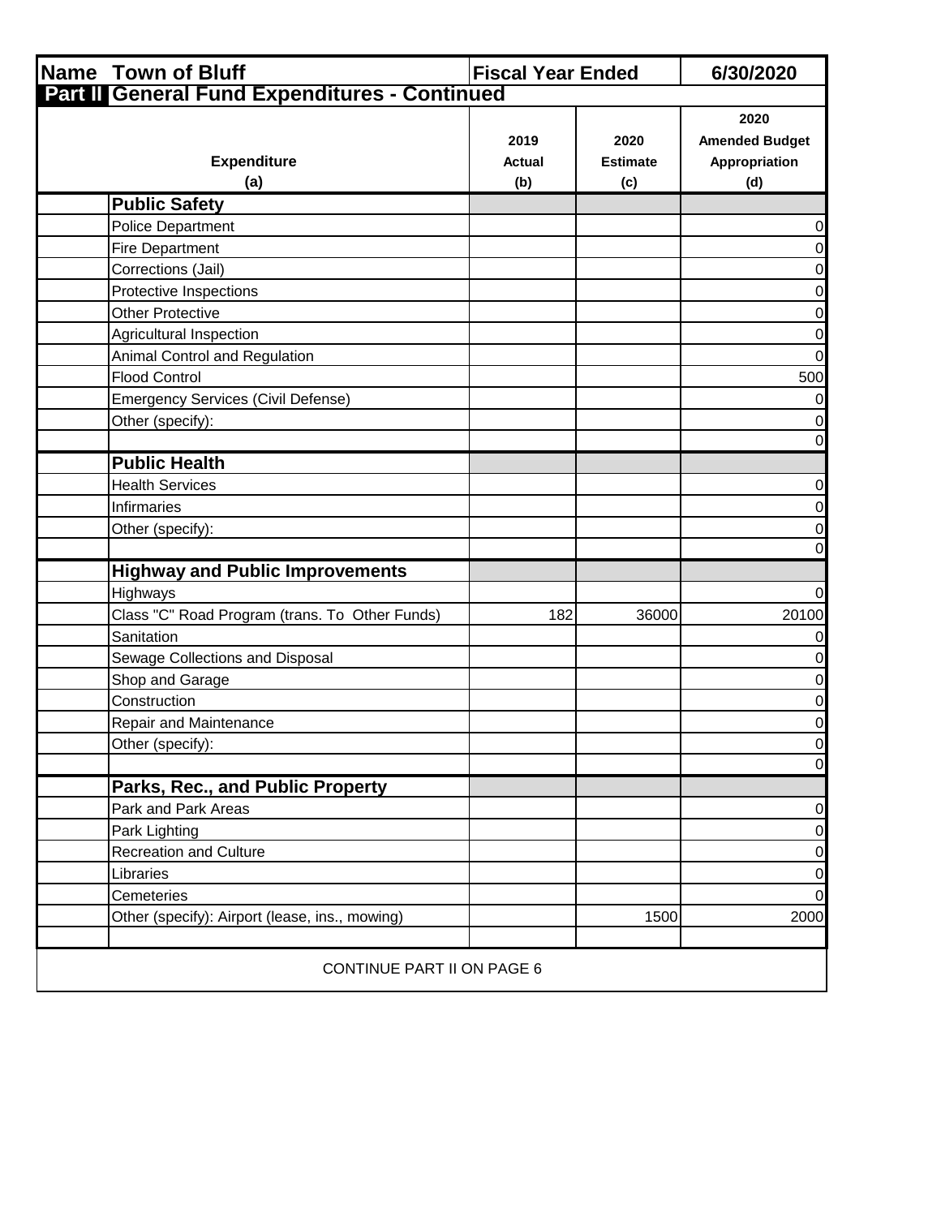| Name | Town of Bluff | Fiscal Year Ended | | 6/30/2020 |
|---|---|---|---|---|
| **Part II** | **General Fund Expenditures - Continued** | | | |
| | **Expenditure (a)** | **2019 Actual (b)** | **2020 Estimate (c)** | **2020 Amended Budget Appropriation (d)** |
| | **Public Safety** | | | |
| | Police Department | | | 0 |
| | Fire Department | | | 0 |
| | Corrections (Jail) | | | 0 |
| | Protective Inspections | | | 0 |
| | Other Protective | | | 0 |
| | Agricultural Inspection | | | 0 |
| | Animal Control and Regulation | | | 0 |
| | Flood Control | | | 500 |
| | Emergency Services (Civil Defense) | | | 0 |
| | Other (specify): | | | 0 |
| | | | | 0 |
| | **Public Health** | | | |
| | Health Services | | | 0 |
| | Infirmaries | | | 0 |
| | Other (specify): | | | 0 |
| | | | | 0 |
| | **Highway and Public Improvements** | | | |
| | Highways | | | 0 |
| | Class "C" Road Program (trans. To Other Funds) | 182 | 36000 | 20100 |
| | Sanitation | | | 0 |
| | Sewage Collections and Disposal | | | 0 |
| | Shop and Garage | | | 0 |
| | Construction | | | 0 |
| | Repair and Maintenance | | | 0 |
| | Other (specify): | | | 0 |
| | | | | 0 |
| | **Parks, Rec., and Public Property** | | | |
| | Park and Park Areas | | | 0 |
| | Park Lighting | | | 0 |
| | Recreation and Culture | | | 0 |
| | Libraries | | | 0 |
| | Cemeteries | | | 0 |
| | Other (specify): Airport (lease, ins., mowing) | | 1500 | 2000 |
| | | | | |

CONTINUE PART II ON PAGE 6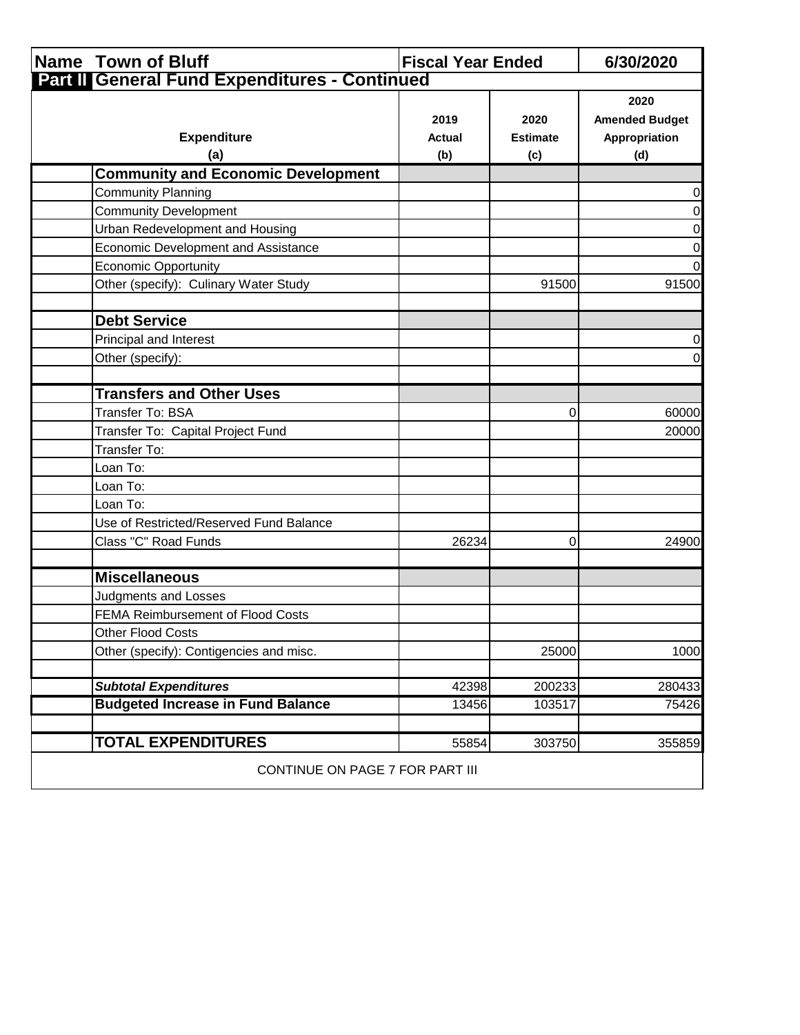| **Name** | **Town of Bluff** | **Fiscal Year Ended** | | **6/30/2020** |
|---|---|---|---|---|

**Part II General Fund Expenditures - Continued**

| | **Expenditure (a)** | **2019 Actual (b)** | **2020 Estimate (c)** | **2020 Amended Budget Appropriation (d)** |
|---|---|---|---|---|
| | **Community and Economic Development** | | | |
| | Community Planning | | | 0 |
| | Community Development | | | 0 |
| | Urban Redevelopment and Housing | | | 0 |
| | Economic Development and Assistance | | | 0 |
| | Economic Opportunity | | | 0 |
| | Other (specify): Culinary Water Study | | 91500 | 91500 |
| | | | | |
| | **Debt Service** | | | |
| | Principal and Interest | | | 0 |
| | Other (specify): | | | 0 |
| | | | | |
| | **Transfers and Other Uses** | | | |
| | Transfer To: BSA | | 0 | 60000 |
| | Transfer To: Capital Project Fund | | | 20000 |
| | Transfer To: | | | |
| | Loan To: | | | |
| | Loan To: | | | |
| | Loan To: | | | |
| | Use of Restricted/Reserved Fund Balance | | | |
| | Class "C" Road Funds | 26234 | 0 | 24900 |
| | | | | |
| | **Miscellaneous** | | | |
| | Judgments and Losses | | | |
| | FEMA Reimbursement of Flood Costs | | | |
| | Other Flood Costs | | | |
| | Other (specify): Contigencies and misc. | | 25000 | 1000 |
| | | | | |
| | ***Subtotal Expenditures*** | 42398 | 200233 | 280433 |
| | **Budgeted Increase in Fund Balance** | 13456 | 103517 | 75426 |
| | | | | |
| | **TOTAL EXPENDITURES** | 55854 | 303750 | 355859 |

CONTINUE ON PAGE 7 FOR PART III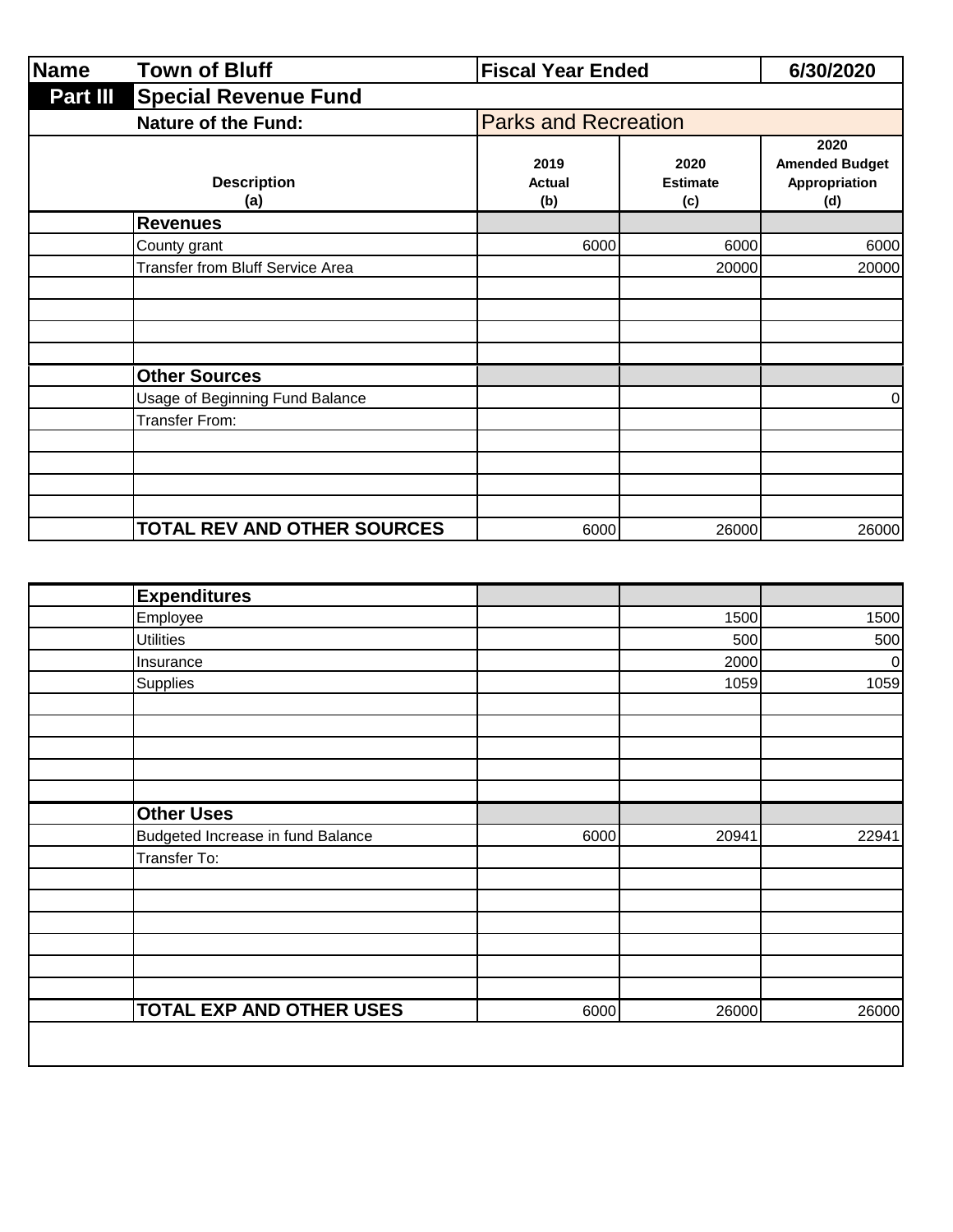| Name | Town of Bluff | Fiscal Year Ended | | 6/30/2020 |
|---|---|---|---|---|
| **Part III** | **Special Revenue Fund** | | | |
| | **Nature of the Fund:** | Parks and Recreation | | |
| | **Description (a)** | **2019 Actual (b)** | **2020 Estimate (c)** | **2020 Amended Budget Appropriation (d)** |
| | **Revenues** | | | |
| | County grant | 6000 | 6000 | 6000 |
| | Transfer from Bluff Service Area | | 20000 | 20000 |
| | **Other Sources** | | | |
| | Usage of Beginning Fund Balance | | | 0 |
| | Transfer From: | | | |
| | **TOTAL REV AND OTHER SOURCES** | 6000 | 26000 | 26000 |

| | Description | 2019 Actual | 2020 Estimate | 2020 Amended Budget Appropriation |
|---|---|---|---|---|
| | **Expenditures** | | | |
| | Employee | | 1500 | 1500 |
| | Utilities | | 500 | 500 |
| | Insurance | | 2000 | 0 |
| | Supplies | | 1059 | 1059 |
| | **Other Uses** | | | |
| | Budgeted Increase in fund Balance | 6000 | 20941 | 22941 |
| | Transfer To: | | | |
| | **TOTAL EXP AND OTHER USES** | 6000 | 26000 | 26000 |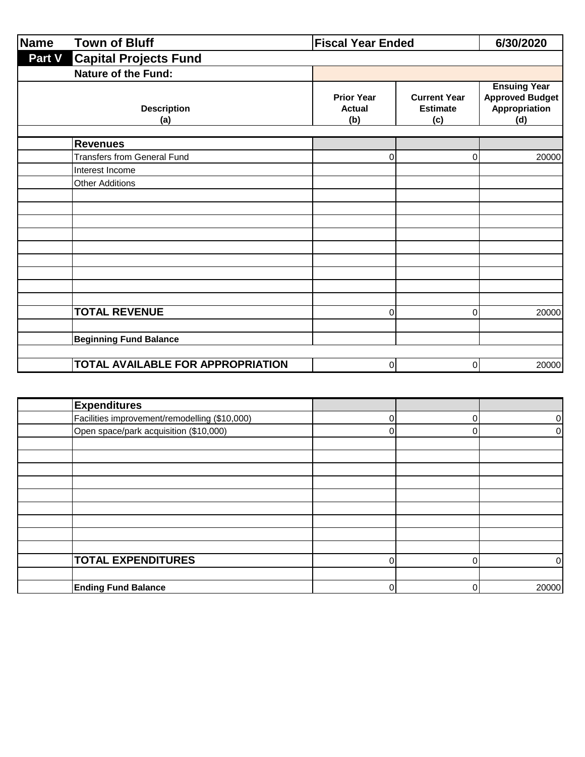| Name | Town of Bluff | Fiscal Year Ended | | 6/30/2020 |
|---|---|---|---|---|
| **Part V** | **Capital Projects Fund** | | | |
| | **Nature of the Fund:** | | | |
| | **Description (a)** | **Prior Year Actual (b)** | **Current Year Estimate (c)** | **Ensuing Year Approved Budget Appropriation (d)** |
| | **Revenues** | | | |
| | Transfers from General Fund | 0 | 0 | 20000 |
| | Interest Income | | | |
| | Other Additions | | | |
| | **TOTAL REVENUE** | 0 | 0 | 20000 |
| | **Beginning Fund Balance** | | | |
| | **TOTAL AVAILABLE FOR APPROPRIATION** | 0 | 0 | 20000 |

| | Description | Prior Year Actual | Current Year Estimate | Ensuing Year Approved Budget Appropriation |
|---|---|---|---|---|
| | **Expenditures** | | | |
| | Facilities improvement/remodelling ($10,000) | 0 | 0 | 0 |
| | Open space/park acquisition ($10,000) | 0 | 0 | 0 |
| | **TOTAL EXPENDITURES** | 0 | 0 | 0 |
| | **Ending Fund Balance** | 0 | 0 | 20000 |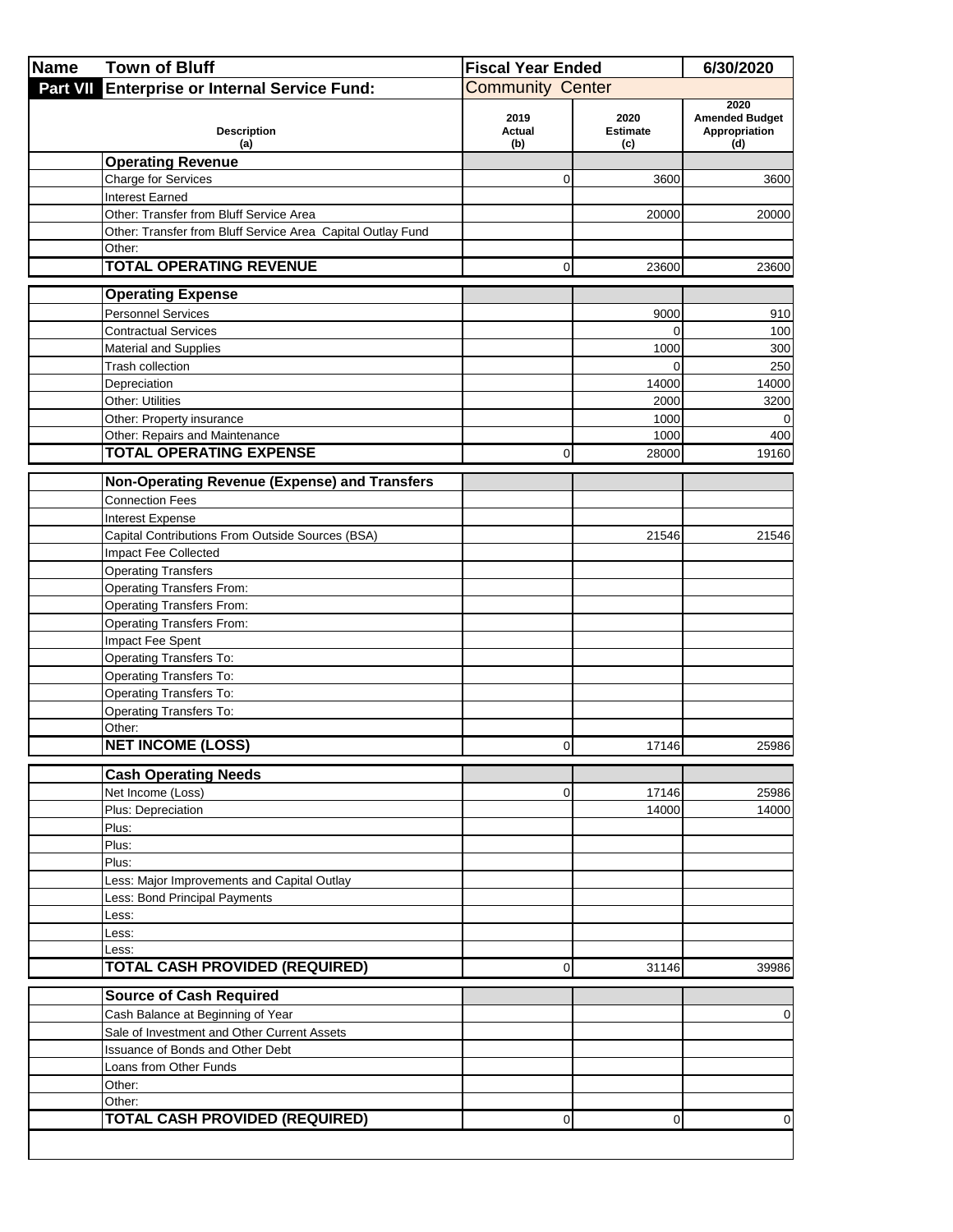| Name | Town of Bluff | Fiscal Year Ended | | 6/30/2020 |
|---|---|---|---|---|
| Part VII | Enterprise or Internal Service Fund: | Community Center | | |
| | Description (a) | 2019 Actual (b) | 2020 Estimate (c) | 2020 Amended Budget Appropriation (d) |
| | **Operating Revenue** | | | |
| | Charge for Services | 0 | 3600 | 3600 |
| | Interest Earned | | | |
| | Other: Transfer from Bluff Service Area | | 20000 | 20000 |
| | Other: Transfer from Bluff Service Area Capital Outlay Fund | | | |
| | Other: | | | |
| | **TOTAL OPERATING REVENUE** | 0 | 23600 | 23600 |
| | **Operating Expense** | | | |
| | Personnel Services | | 9000 | 910 |
| | Contractual Services | | 0 | 100 |
| | Material and Supplies | | 1000 | 300 |
| | Trash collection | | 0 | 250 |
| | Depreciation | | 14000 | 14000 |
| | Other: Utilities | | 2000 | 3200 |
| | Other: Property insurance | | 1000 | 0 |
| | Other: Repairs and Maintenance | | 1000 | 400 |
| | **TOTAL OPERATING EXPENSE** | 0 | 28000 | 19160 |
| | **Non-Operating Revenue (Expense) and Transfers** | | | |
| | Connection Fees | | | |
| | Interest Expense | | | |
| | Capital Contributions From Outside Sources (BSA) | | 21546 | 21546 |
| | Impact Fee Collected | | | |
| | Operating Transfers | | | |
| | Operating Transfers From: | | | |
| | Operating Transfers From: | | | |
| | Operating Transfers From: | | | |
| | Impact Fee Spent | | | |
| | Operating Transfers To: | | | |
| | Operating Transfers To: | | | |
| | Operating Transfers To: | | | |
| | Operating Transfers To: | | | |
| | Other: | | | |
| | **NET INCOME (LOSS)** | 0 | 17146 | 25986 |
| | **Cash Operating Needs** | | | |
| | Net Income (Loss) | 0 | 17146 | 25986 |
| | Plus: Depreciation | | 14000 | 14000 |
| | Plus: | | | |
| | Plus: | | | |
| | Plus: | | | |
| | Less: Major Improvements and Capital Outlay | | | |
| | Less: Bond Principal Payments | | | |
| | Less: | | | |
| | Less: | | | |
| | Less: | | | |
| | **TOTAL CASH PROVIDED (REQUIRED)** | 0 | 31146 | 39986 |
| | **Source of Cash Required** | | | |
| | Cash Balance at Beginning of Year | | | 0 |
| | Sale of Investment and Other Current Assets | | | |
| | Issuance of Bonds and Other Debt | | | |
| | Loans from Other Funds | | | |
| | Other: | | | |
| | Other: | | | |
| | **TOTAL CASH PROVIDED (REQUIRED)** | 0 | 0 | 0 |